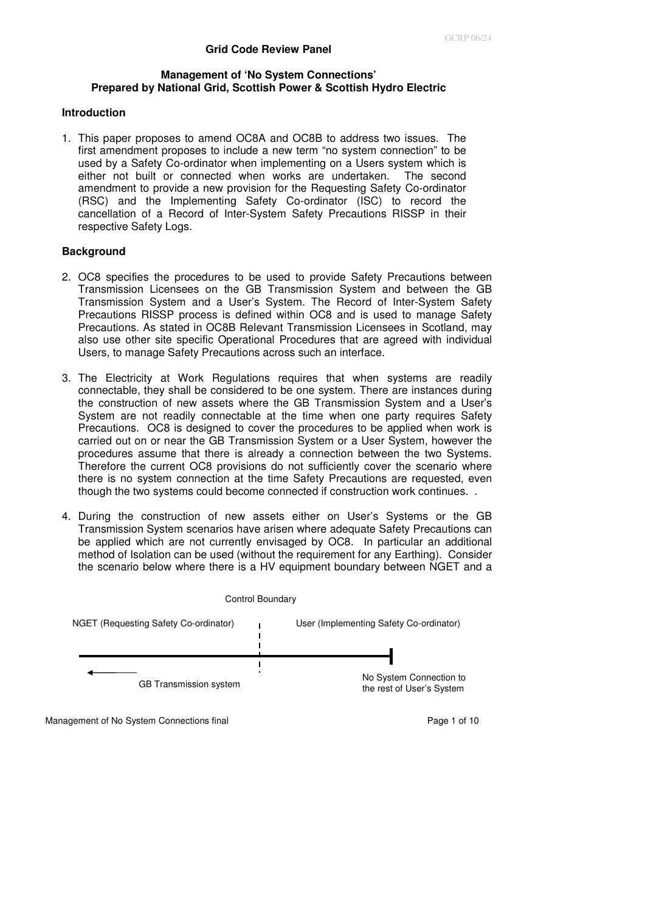GCRP 06/24

**Grid Code Review Panel**

**Management of 'No System Connections'**
**Prepared by National Grid, Scottish Power & Scottish Hydro Electric**

### Introduction

1. This paper proposes to amend OC8A and OC8B to address two issues. The first amendment proposes to include a new term "no system connection" to be used by a Safety Co-ordinator when implementing on a Users system which is either not built or connected when works are undertaken. The second amendment to provide a new provision for the Requesting Safety Co-ordinator (RSC) and the Implementing Safety Co-ordinator (ISC) to record the cancellation of a Record of Inter-System Safety Precautions RISSP in their respective Safety Logs.

### Background

2. OC8 specifies the procedures to be used to provide Safety Precautions between Transmission Licensees on the GB Transmission System and between the GB Transmission System and a User's System. The Record of Inter-System Safety Precautions RISSP process is defined within OC8 and is used to manage Safety Precautions. As stated in OC8B Relevant Transmission Licensees in Scotland, may also use other site specific Operational Procedures that are agreed with individual Users, to manage Safety Precautions across such an interface.

3. The Electricity at Work Regulations requires that when systems are readily connectable, they shall be considered to be one system. There are instances during the construction of new assets where the GB Transmission System and a User's System are not readily connectable at the time when one party requires Safety Precautions. OC8 is designed to cover the procedures to be applied when work is carried out on or near the GB Transmission System or a User System, however the procedures assume that there is already a connection between the two Systems. Therefore the current OC8 provisions do not sufficiently cover the scenario where there is no system connection at the time Safety Precautions are requested, even though the two systems could become connected if construction work continues. .

4. During the construction of new assets either on User's Systems or the GB Transmission System scenarios have arisen where adequate Safety Precautions can be applied which are not currently envisaged by OC8. In particular an additional method of Isolation can be used (without the requirement for any Earthing). Consider the scenario below where there is a HV equipment boundary between NGET and a

Control Boundary

NGET (Requesting Safety Co-ordinator) | User (Implementing Safety Co-ordinator)

GB Transmission system

No System Connection to the rest of User's System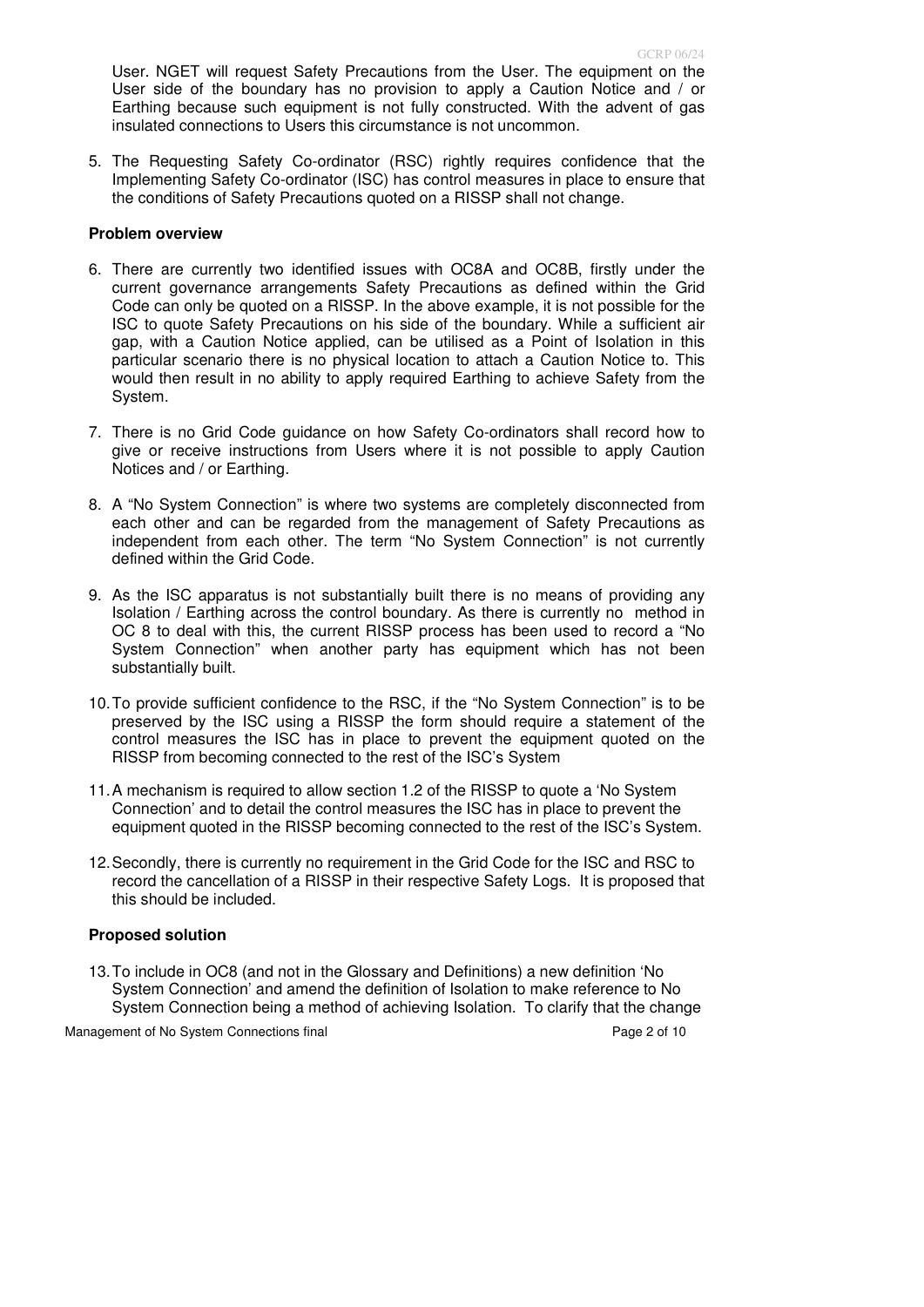User. NGET will request Safety Precautions from the User. The equipment on the User side of the boundary has no provision to apply a Caution Notice and / or Earthing because such equipment is not fully constructed. With the advent of gas insulated connections to Users this circumstance is not uncommon.

5. The Requesting Safety Co-ordinator (RSC) rightly requires confidence that the Implementing Safety Co-ordinator (ISC) has control measures in place to ensure that the conditions of Safety Precautions quoted on a RISSP shall not change.

**Problem overview**

6. There are currently two identified issues with OC8A and OC8B, firstly under the current governance arrangements Safety Precautions as defined within the Grid Code can only be quoted on a RISSP. In the above example, it is not possible for the ISC to quote Safety Precautions on his side of the boundary. While a sufficient air gap, with a Caution Notice applied, can be utilised as a Point of Isolation in this particular scenario there is no physical location to attach a Caution Notice to. This would then result in no ability to apply required Earthing to achieve Safety from the System.

7. There is no Grid Code guidance on how Safety Co-ordinators shall record how to give or receive instructions from Users where it is not possible to apply Caution Notices and / or Earthing.

8. A "No System Connection" is where two systems are completely disconnected from each other and can be regarded from the management of Safety Precautions as independent from each other. The term "No System Connection" is not currently defined within the Grid Code.

9. As the ISC apparatus is not substantially built there is no means of providing any Isolation / Earthing across the control boundary. As there is currently no method in OC 8 to deal with this, the current RISSP process has been used to record a "No System Connection" when another party has equipment which has not been substantially built.

10. To provide sufficient confidence to the RSC, if the "No System Connection" is to be preserved by the ISC using a RISSP the form should require a statement of the control measures the ISC has in place to prevent the equipment quoted on the RISSP from becoming connected to the rest of the ISC's System

11. A mechanism is required to allow section 1.2 of the RISSP to quote a 'No System Connection' and to detail the control measures the ISC has in place to prevent the equipment quoted in the RISSP becoming connected to the rest of the ISC's System.

12. Secondly, there is currently no requirement in the Grid Code for the ISC and RSC to record the cancellation of a RISSP in their respective Safety Logs. It is proposed that this should be included.

**Proposed solution**

13. To include in OC8 (and not in the Glossary and Definitions) a new definition 'No System Connection' and amend the definition of Isolation to make reference to No System Connection being a method of achieving Isolation. To clarify that the change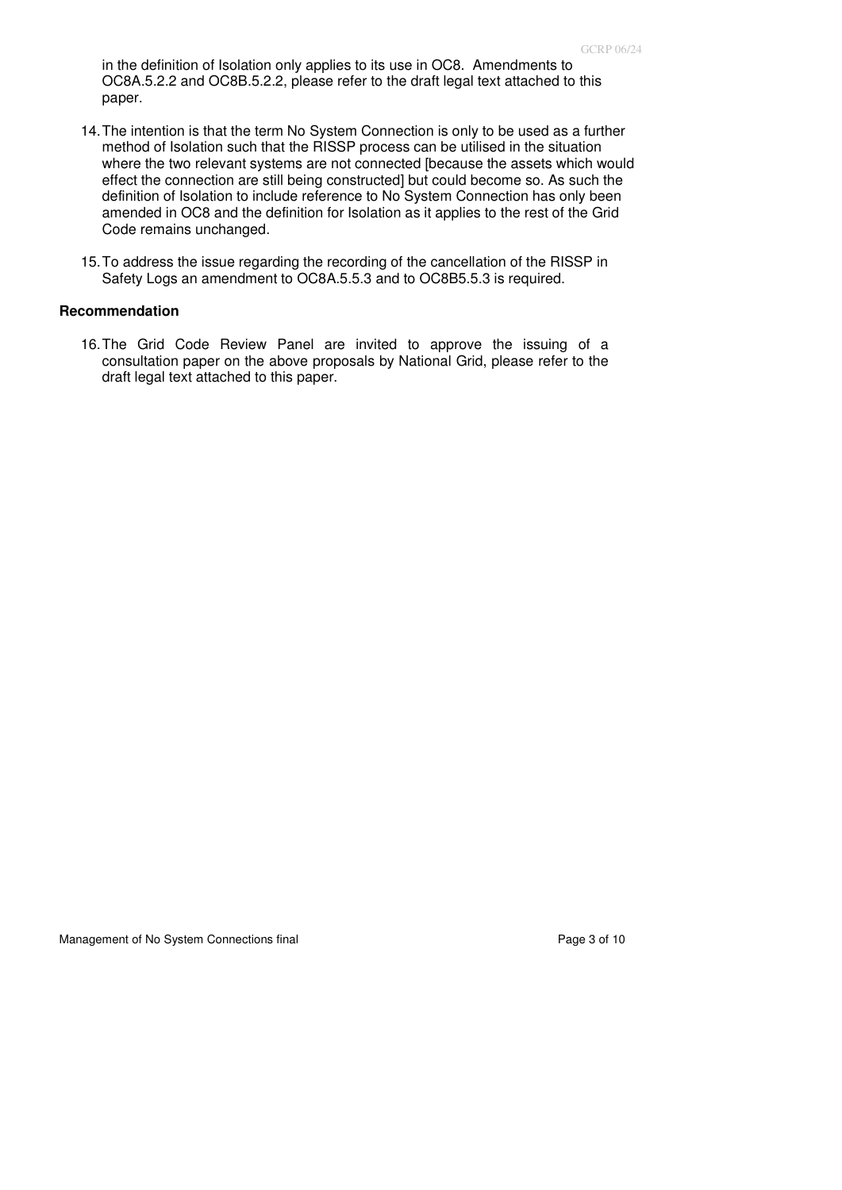in the definition of Isolation only applies to its use in OC8. Amendments to OC8A.5.2.2 and OC8B.5.2.2, please refer to the draft legal text attached to this paper.

14. The intention is that the term No System Connection is only to be used as a further method of Isolation such that the RISSP process can be utilised in the situation where the two relevant systems are not connected [because the assets which would effect the connection are still being constructed] but could become so. As such the definition of Isolation to include reference to No System Connection has only been amended in OC8 and the definition for Isolation as it applies to the rest of the Grid Code remains unchanged.

15. To address the issue regarding the recording of the cancellation of the RISSP in Safety Logs an amendment to OC8A.5.5.3 and to OC8B5.5.3 is required.

**Recommendation**

16. The Grid Code Review Panel are invited to approve the issuing of a consultation paper on the above proposals by National Grid, please refer to the draft legal text attached to this paper.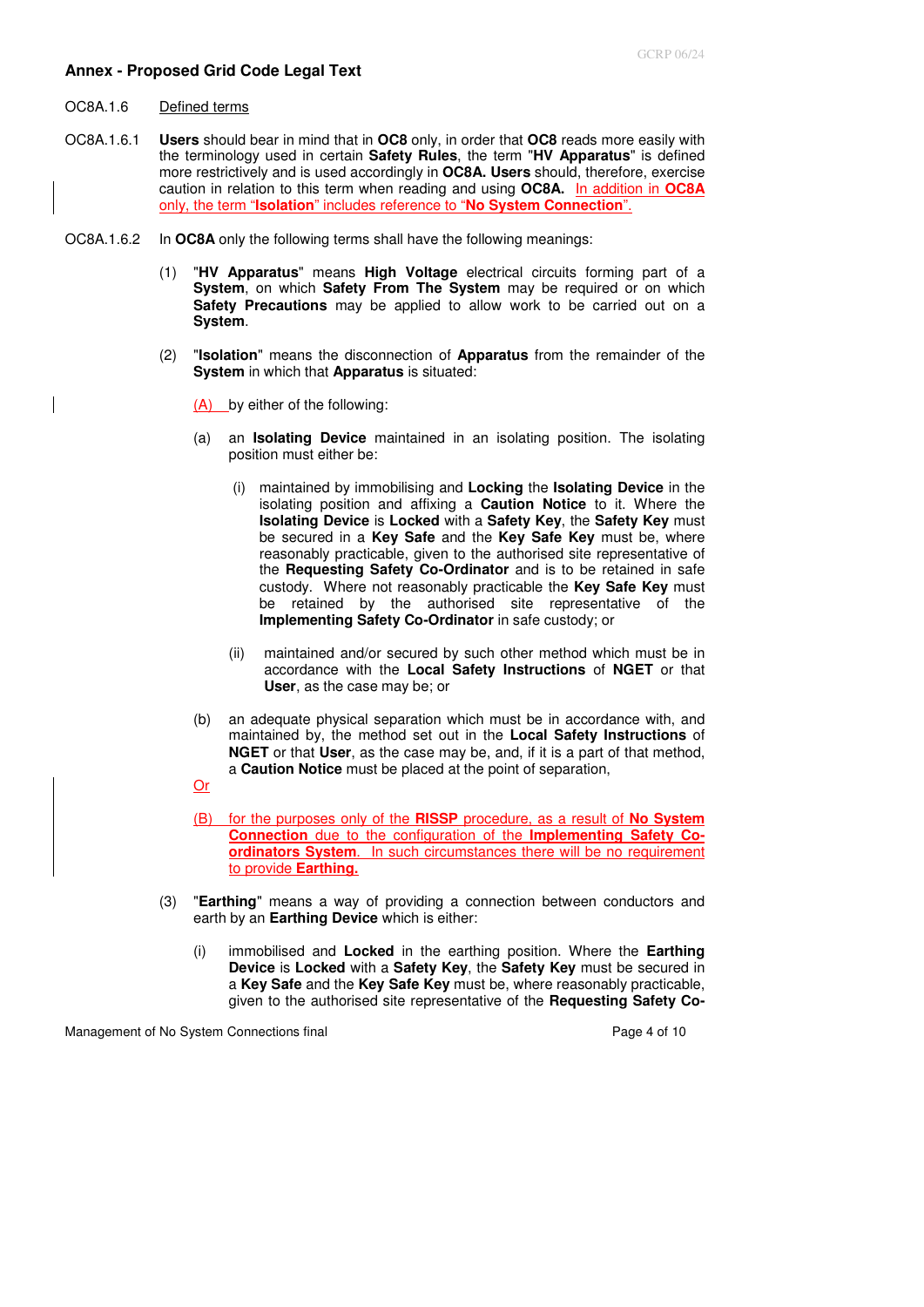## Annex - Proposed Grid Code Legal Text

OC8A.1.6 Defined terms

OC8A.1.6.1 **Users** should bear in mind that in **OC8** only, in order that **OC8** reads more easily with the terminology used in certain **Safety Rules**, the term "**HV Apparatus**" is defined more restrictively and is used accordingly in **OC8A. Users** should, therefore, exercise caution in relation to this term when reading and using **OC8A.** In addition in **OC8A** only, the term "**Isolation**" includes reference to "**No System Connection**".

OC8A.1.6.2 In **OC8A** only the following terms shall have the following meanings:

(1) "**HV Apparatus**" means **High Voltage** electrical circuits forming part of a **System**, on which **Safety From The System** may be required or on which **Safety Precautions** may be applied to allow work to be carried out on a **System**.

(2) "**Isolation**" means the disconnection of **Apparatus** from the remainder of the **System** in which that **Apparatus** is situated:

(A) by either of the following:

(a) an **Isolating Device** maintained in an isolating position. The isolating position must either be:

(i) maintained by immobilising and **Locking** the **Isolating Device** in the isolating position and affixing a **Caution Notice** to it. Where the **Isolating Device** is **Locked** with a **Safety Key**, the **Safety Key** must be secured in a **Key Safe** and the **Key Safe Key** must be, where reasonably practicable, given to the authorised site representative of the **Requesting Safety Co-Ordinator** and is to be retained in safe custody. Where not reasonably practicable the **Key Safe Key** must be retained by the authorised site representative of the **Implementing Safety Co-Ordinator** in safe custody; or

(ii) maintained and/or secured by such other method which must be in accordance with the **Local Safety Instructions** of **NGET** or that **User**, as the case may be; or

(b) an adequate physical separation which must be in accordance with, and maintained by, the method set out in the **Local Safety Instructions** of **NGET** or that **User**, as the case may be, and, if it is a part of that method, a **Caution Notice** must be placed at the point of separation,

Or

(B) for the purposes only of the **RISSP** procedure, as a result of **No System Connection** due to the configuration of the **Implementing Safety Co-ordinators System**. In such circumstances there will be no requirement to provide **Earthing.**

(3) "**Earthing**" means a way of providing a connection between conductors and earth by an **Earthing Device** which is either:

(i) immobilised and **Locked** in the earthing position. Where the **Earthing Device** is **Locked** with a **Safety Key**, the **Safety Key** must be secured in a **Key Safe** and the **Key Safe Key** must be, where reasonably practicable, given to the authorised site representative of the **Requesting Safety Co-**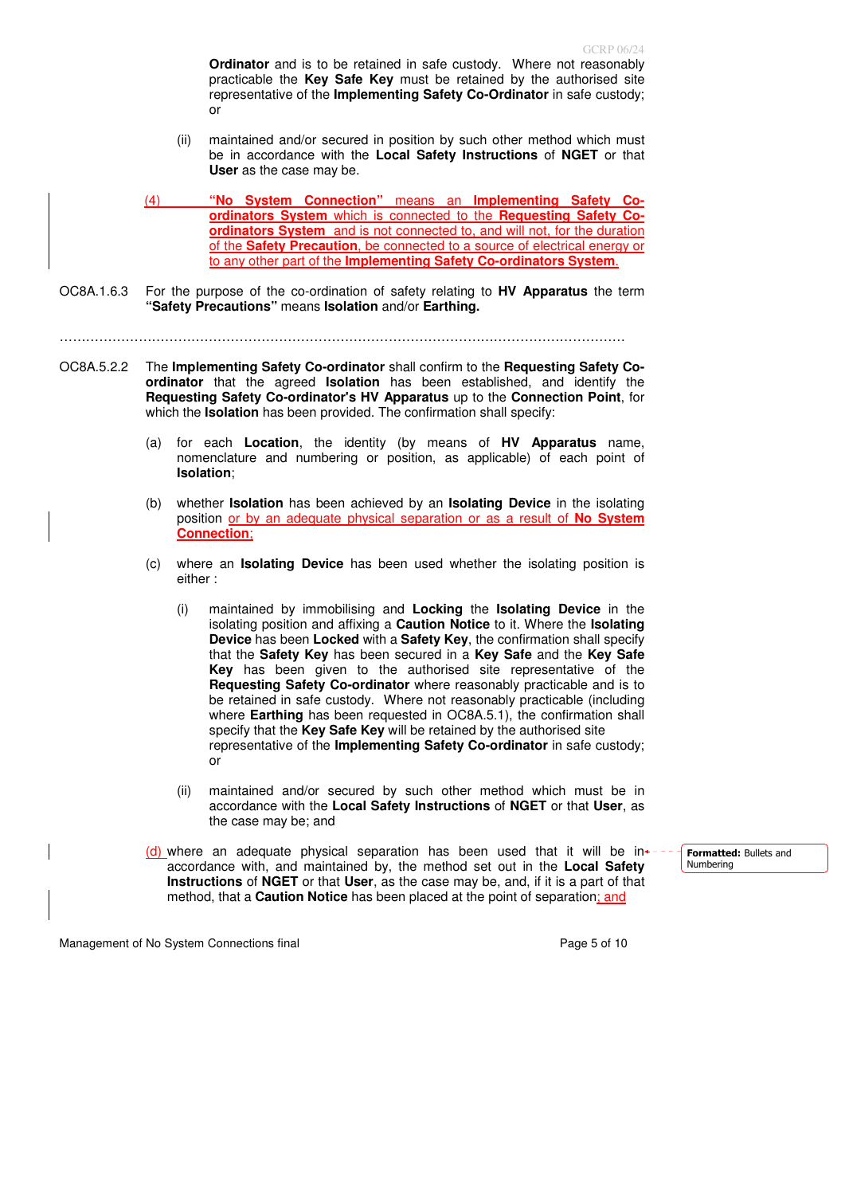**Ordinator** and is to be retained in safe custody. Where not reasonably practicable the **Key Safe Key** must be retained by the authorised site representative of the **Implementing Safety Co-Ordinator** in safe custody; or

(ii) maintained and/or secured in position by such other method which must be in accordance with the **Local Safety Instructions** of **NGET** or that **User** as the case may be.

(4) **"No System Connection"** means an **Implementing Safety Co-ordinators System** which is connected to the **Requesting Safety Co-ordinators System** and is not connected to, and will not, for the duration of the **Safety Precaution**, be connected to a source of electrical energy or to any other part of the **Implementing Safety Co-ordinators System**.

OC8A.1.6.3 For the purpose of the co-ordination of safety relating to **HV Apparatus** the term **"Safety Precautions"** means **Isolation** and/or **Earthing.**

……………………………………………………………………………………………………………

OC8A.5.2.2 The **Implementing Safety Co-ordinator** shall confirm to the **Requesting Safety Co-ordinator** that the agreed **Isolation** has been established, and identify the **Requesting Safety Co-ordinator's HV Apparatus** up to the **Connection Point**, for which the **Isolation** has been provided. The confirmation shall specify:

(a) for each **Location**, the identity (by means of **HV Apparatus** name, nomenclature and numbering or position, as applicable) of each point of **Isolation**;

(b) whether **Isolation** has been achieved by an **Isolating Device** in the isolating position or by an adequate physical separation or as a result of **No System Connection**;

(c) where an **Isolating Device** has been used whether the isolating position is either :

(i) maintained by immobilising and **Locking** the **Isolating Device** in the isolating position and affixing a **Caution Notice** to it. Where the **Isolating Device** has been **Locked** with a **Safety Key**, the confirmation shall specify that the **Safety Key** has been secured in a **Key Safe** and the **Key Safe Key** has been given to the authorised site representative of the **Requesting Safety Co-ordinator** where reasonably practicable and is to be retained in safe custody. Where not reasonably practicable (including where **Earthing** has been requested in OC8A.5.1), the confirmation shall specify that the **Key Safe Key** will be retained by the authorised site representative of the **Implementing Safety Co-ordinator** in safe custody; or

(ii) maintained and/or secured by such other method which must be in accordance with the **Local Safety Instructions** of **NGET** or that **User**, as the case may be; and

(d) where an adequate physical separation has been used that it will be in accordance with, and maintained by, the method set out in the **Local Safety Instructions** of **NGET** or that **User**, as the case may be, and, if it is a part of that method, that a **Caution Notice** has been placed at the point of separation; and

Formatted: Bullets and Numbering

Management of No System Connections final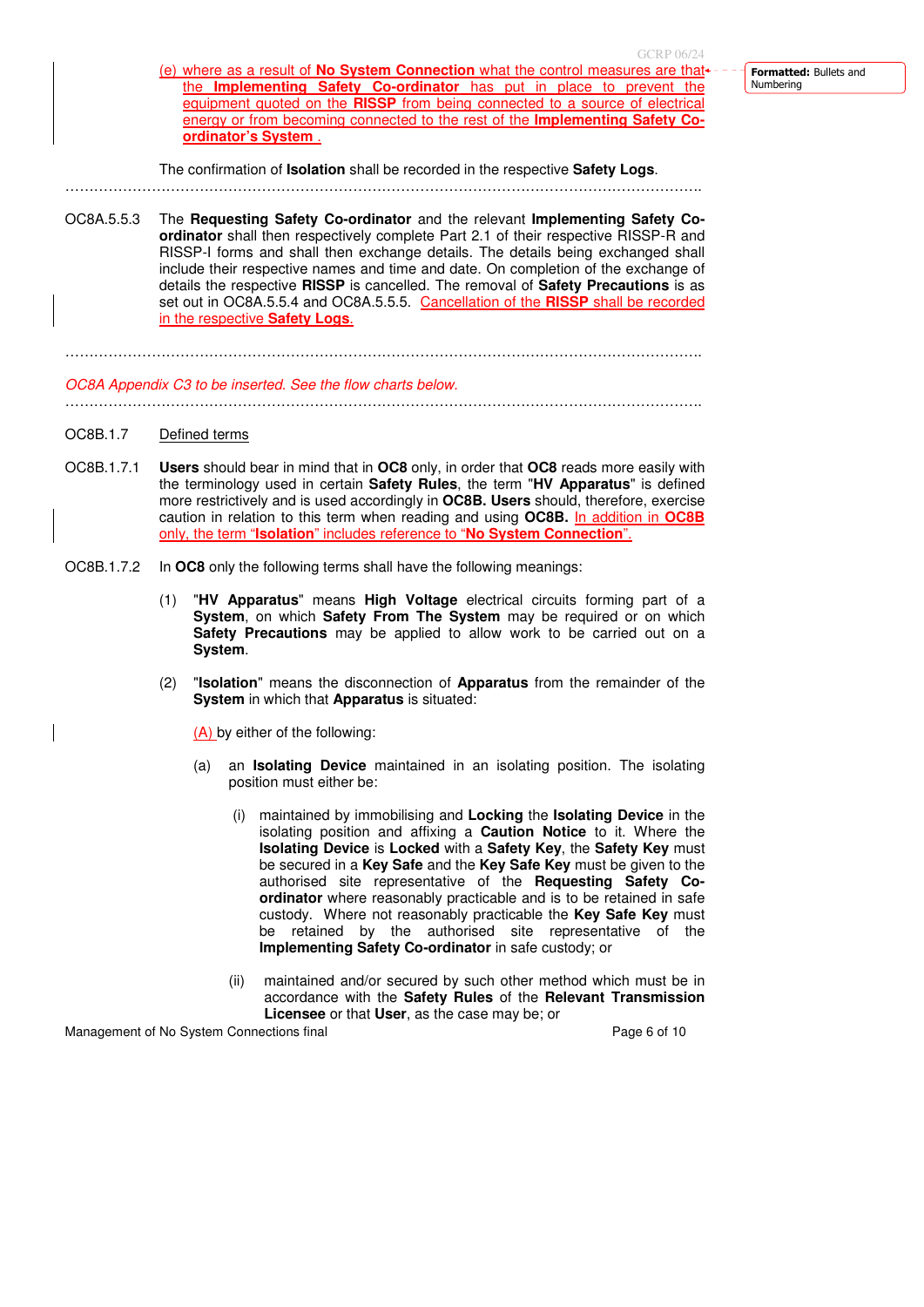(e) where as a result of **No System Connection** what the control measures are that the **Implementing Safety Co-ordinator** has put in place to prevent the equipment quoted on the **RISSP** from being connected to a source of electrical energy or from becoming connected to the rest of the **Implementing Safety Co-ordinator's System** .

The confirmation of **Isolation** shall be recorded in the respective **Safety Logs**.

……………………………………………………………………………………………………………

OC8A.5.5.3 The **Requesting Safety Co-ordinator** and the relevant **Implementing Safety Co-ordinator** shall then respectively complete Part 2.1 of their respective RISSP-R and RISSP-I forms and shall then exchange details. The details being exchanged shall include their respective names and time and date. On completion of the exchange of details the respective **RISSP** is cancelled. The removal of **Safety Precautions** is as set out in OC8A.5.5.4 and OC8A.5.5.5. Cancellation of the **RISSP** shall be recorded in the respective **Safety Logs**.

……………………………………………………………………………………………………………

*OC8A Appendix C3 to be inserted. See the flow charts below.*

……………………………………………………………………………………………………………

OC8B.1.7 Defined terms

OC8B.1.7.1 **Users** should bear in mind that in **OC8** only, in order that **OC8** reads more easily with the terminology used in certain **Safety Rules**, the term "**HV Apparatus**" is defined more restrictively and is used accordingly in **OC8B. Users** should, therefore, exercise caution in relation to this term when reading and using **OC8B.** In addition in **OC8B** only, the term "**Isolation**" includes reference to "**No System Connection**".

OC8B.1.7.2 In **OC8** only the following terms shall have the following meanings:

(1) "**HV Apparatus**" means **High Voltage** electrical circuits forming part of a **System**, on which **Safety From The System** may be required or on which **Safety Precautions** may be applied to allow work to be carried out on a **System**.

(2) "**Isolation**" means the disconnection of **Apparatus** from the remainder of the **System** in which that **Apparatus** is situated:

(A) by either of the following:

(a) an **Isolating Device** maintained in an isolating position. The isolating position must either be:

(i) maintained by immobilising and **Locking** the **Isolating Device** in the isolating position and affixing a **Caution Notice** to it. Where the **Isolating Device** is **Locked** with a **Safety Key**, the **Safety Key** must be secured in a **Key Safe** and the **Key Safe Key** must be given to the authorised site representative of the **Requesting Safety Co-ordinator** where reasonably practicable and is to be retained in safe custody. Where not reasonably practicable the **Key Safe Key** must be retained by the authorised site representative of the **Implementing Safety Co-ordinator** in safe custody; or

(ii) maintained and/or secured by such other method which must be in accordance with the **Safety Rules** of the **Relevant Transmission Licensee** or that **User**, as the case may be; or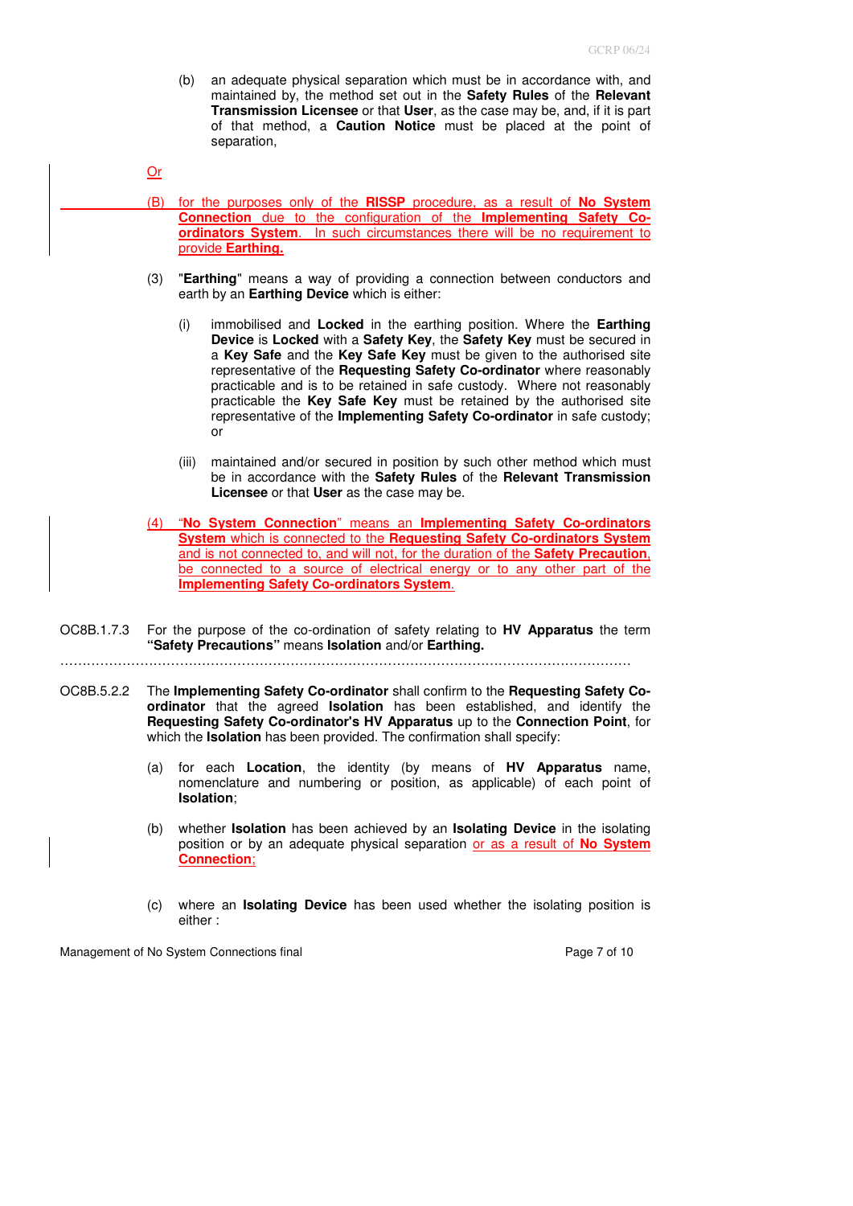(b) an adequate physical separation which must be in accordance with, and maintained by, the method set out in the **Safety Rules** of the **Relevant Transmission Licensee** or that **User**, as the case may be, and, if it is part of that method, a **Caution Notice** must be placed at the point of separation,

Or

(B) for the purposes only of the **RISSP** procedure, as a result of **No System Connection** due to the configuration of the **Implementing Safety Co-ordinators System**. In such circumstances there will be no requirement to provide **Earthing.**

(3) "**Earthing**" means a way of providing a connection between conductors and earth by an **Earthing Device** which is either:

(i) immobilised and **Locked** in the earthing position. Where the **Earthing Device** is **Locked** with a **Safety Key**, the **Safety Key** must be secured in a **Key Safe** and the **Key Safe Key** must be given to the authorised site representative of the **Requesting Safety Co-ordinator** where reasonably practicable and is to be retained in safe custody. Where not reasonably practicable the **Key Safe Key** must be retained by the authorised site representative of the **Implementing Safety Co-ordinator** in safe custody; or

(iii) maintained and/or secured in position by such other method which must be in accordance with the **Safety Rules** of the **Relevant Transmission Licensee** or that **User** as the case may be.

(4) "**No System Connection**" means an **Implementing Safety Co-ordinators System** which is connected to the **Requesting Safety Co-ordinators System** and is not connected to, and will not, for the duration of the **Safety Precaution**, be connected to a source of electrical energy or to any other part of the **Implementing Safety Co-ordinators System**.

OC8B.1.7.3 For the purpose of the co-ordination of safety relating to **HV Apparatus** the term **"Safety Precautions"** means **Isolation** and/or **Earthing.**

……………………………………………………………………………………………………………

OC8B.5.2.2 The **Implementing Safety Co-ordinator** shall confirm to the **Requesting Safety Co-ordinator** that the agreed **Isolation** has been established, and identify the **Requesting Safety Co-ordinator's HV Apparatus** up to the **Connection Point**, for which the **Isolation** has been provided. The confirmation shall specify:

(a) for each **Location**, the identity (by means of **HV Apparatus** name, nomenclature and numbering or position, as applicable) of each point of **Isolation**;

(b) whether **Isolation** has been achieved by an **Isolating Device** in the isolating position or by an adequate physical separation or as a result of **No System Connection**;

(c) where an **Isolating Device** has been used whether the isolating position is either :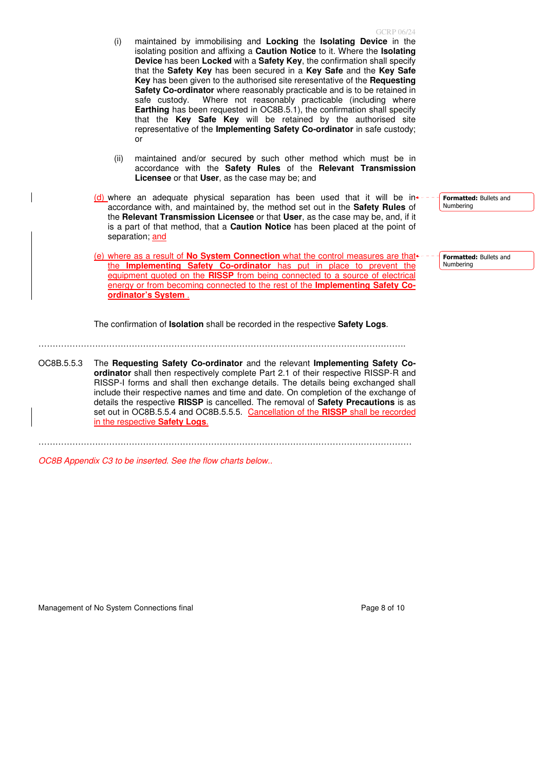(i) maintained by immobilising and **Locking** the **Isolating Device** in the isolating position and affixing a **Caution Notice** to it. Where the **Isolating Device** has been **Locked** with a **Safety Key**, the confirmation shall specify that the **Safety Key** has been secured in a **Key Safe** and the **Key Safe Key** has been given to the authorised site reresentative of the **Requesting Safety Co-ordinator** where reasonably practicable and is to be retained in safe custody. Where not reasonably practicable (including where **Earthing** has been requested in OC8B.5.1), the confirmation shall specify that the **Key Safe Key** will be retained by the authorised site representative of the **Implementing Safety Co-ordinator** in safe custody; or

(ii) maintained and/or secured by such other method which must be in accordance with the **Safety Rules** of the **Relevant Transmission Licensee** or that **User**, as the case may be; and

(d) where an adequate physical separation has been used that it will be in accordance with, and maintained by, the method set out in the **Safety Rules** of the **Relevant Transmission Licensee** or that **User**, as the case may be, and, if it is a part of that method, that a **Caution Notice** has been placed at the point of separation; and

(e) where as a result of **No System Connection** what the control measures are that the **Implementing Safety Co-ordinator** has put in place to prevent the equipment quoted on the **RISSP** from being connected to a source of electrical energy or from becoming connected to the rest of the **Implementing Safety Co-ordinator's System** .

The confirmation of **Isolation** shall be recorded in the respective **Safety Logs**.

……………………………………………………………………………………………………………………

OC8B.5.5.3 The **Requesting Safety Co-ordinator** and the relevant **Implementing Safety Co-ordinator** shall then respectively complete Part 2.1 of their respective RISSP-R and RISSP-I forms and shall then exchange details. The details being exchanged shall include their respective names and time and date. On completion of the exchange of details the respective **RISSP** is cancelled. The removal of **Safety Precautions** is as set out in OC8B.5.5.4 and OC8B.5.5.5. Cancellation of the **RISSP** shall be recorded in the respective **Safety Logs**.

……………………………………………………………………………………………………………………

*OC8B Appendix C3 to be inserted. See the flow charts below..*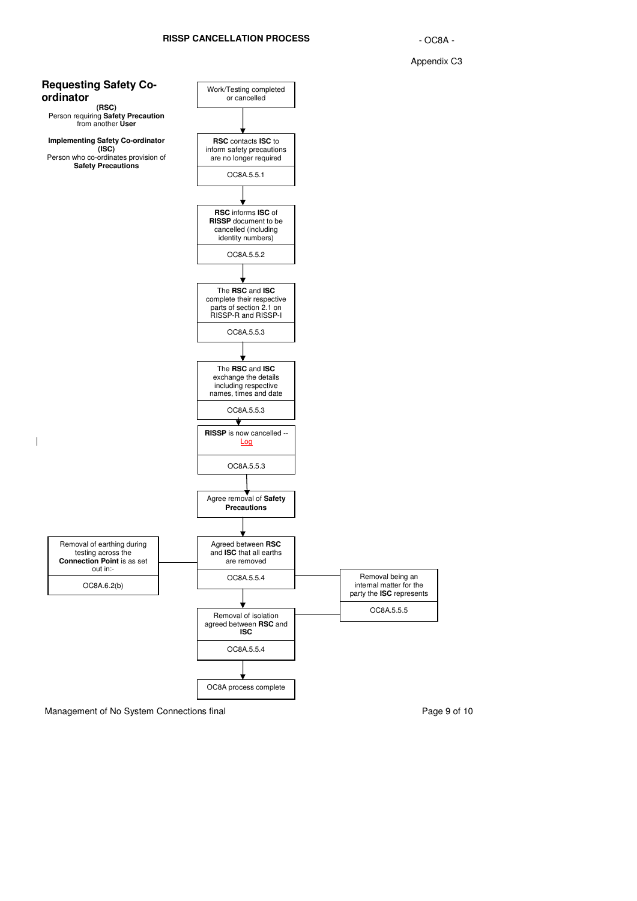# RISSP CANCELLATION PROCESS

- OC8A -

Appendix C3

**Requesting Safety Co-ordinator**
**(RSC)**
Person requiring **Safety Precaution** from another **User**

**Implementing Safety Co-ordinator (ISC)**
Person who co-ordinates provision of **Safety Precautions**

Work/Testing completed or cancelled

↓

**RSC** contacts **ISC** to inform safety precautions are no longer required
OC8A.5.5.1

↓

**RSC** informs **ISC** of **RISSP** document to be cancelled (including identity numbers)
OC8A.5.5.2

↓

The **RSC** and **ISC** complete their respective parts of section 2.1 on RISSP-R and RISSP-I
OC8A.5.5.3

↓

The **RSC** and **ISC** exchange the details including respective names, times and date
OC8A.5.5.3

↓

**RISSP** is now cancelled -- Log
OC8A.5.5.3

↓

Agree removal of **Safety Precautions**

↓

Agreed between **RSC** and **ISC** that all earths are removed
OC8A.5.5.4

- Removal of earthing during testing across the **Connection Point** is as set out in:- OC8A.6.2(b)
- Removal being an internal matter for the party the **ISC** represents OC8A.5.5.5

↓

Removal of isolation agreed between **RSC** and **ISC**
OC8A.5.5.4

- Removal being an internal matter for the party the **ISC** represents OC8A.5.5.5

↓

OC8A process complete

Management of No System Connections final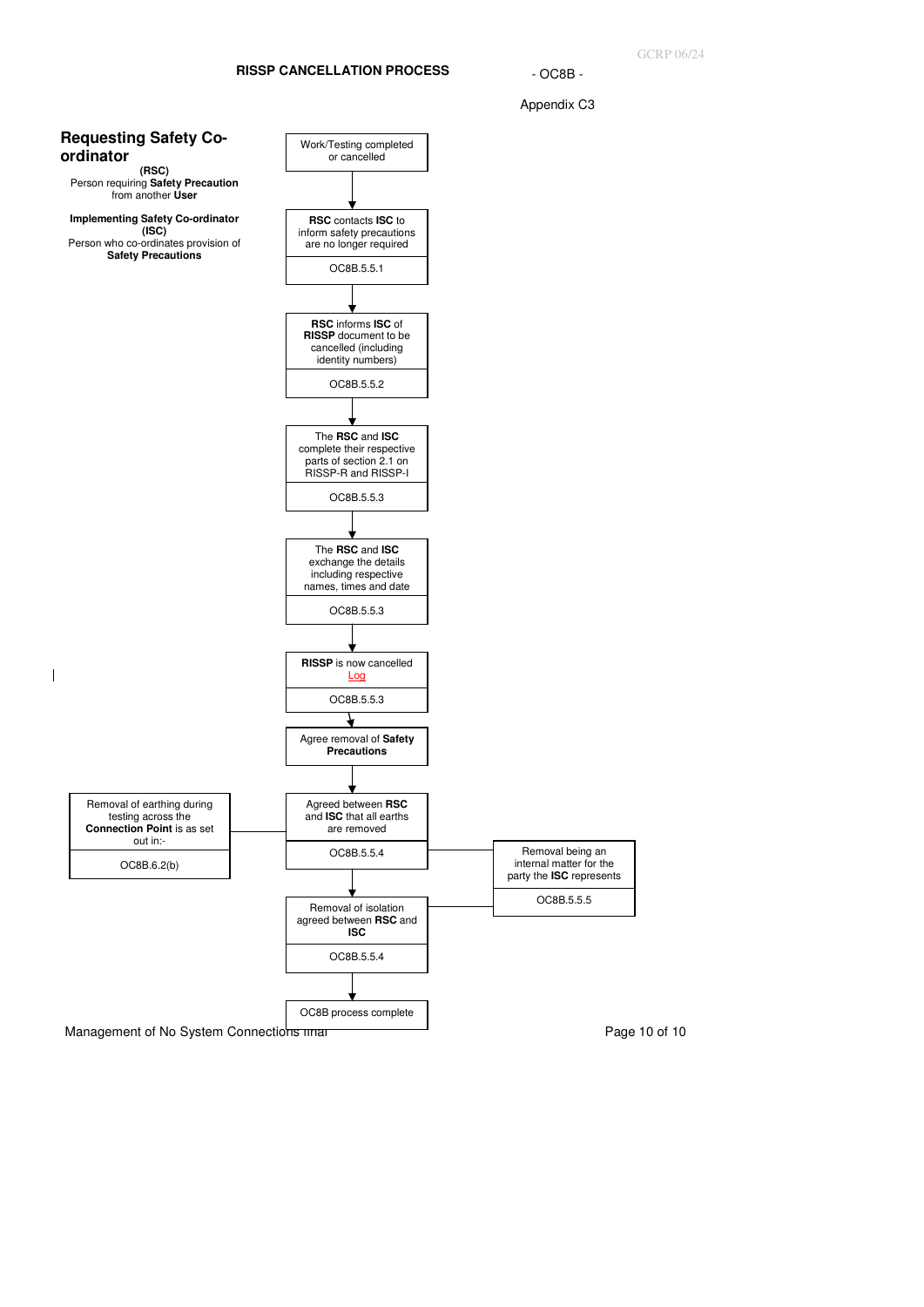**RISSP CANCELLATION PROCESS**

- OC8B -

Appendix C3

## Requesting Safety Co-ordinator

**(RSC)**
Person requiring **Safety Precaution** from another **User**

**Implementing Safety Co-ordinator (ISC)**
Person who co-ordinates provision of **Safety Precautions**

Work/Testing completed or cancelled

↓

**RSC** contacts **ISC** to inform safety precautions are no longer required
OC8B.5.5.1

↓

**RSC** informs **ISC** of **RISSP** document to be cancelled (including identity numbers)
OC8B.5.5.2

↓

The **RSC** and **ISC** complete their respective parts of section 2.1 on RISSP-R and RISSP-I
OC8B.5.5.3

↓

The **RSC** and **ISC** exchange the details including respective names, times and date
OC8B.5.5.3

↓

**RISSP** is now cancelled
Log
OC8B.5.5.3

↓

Agree removal of **Safety Precautions**

↓

Agreed between **RSC** and **ISC** that all earths are removed
OC8B.5.5.4

- Removal of earthing during testing across the **Connection Point** is as set out in:- OC8B.6.2(b)
- Removal being an internal matter for the party the **ISC** represents OC8B.5.5.5

↓

Removal of isolation agreed between **RSC** and **ISC**
OC8B.5.5.4

↓

OC8B process complete